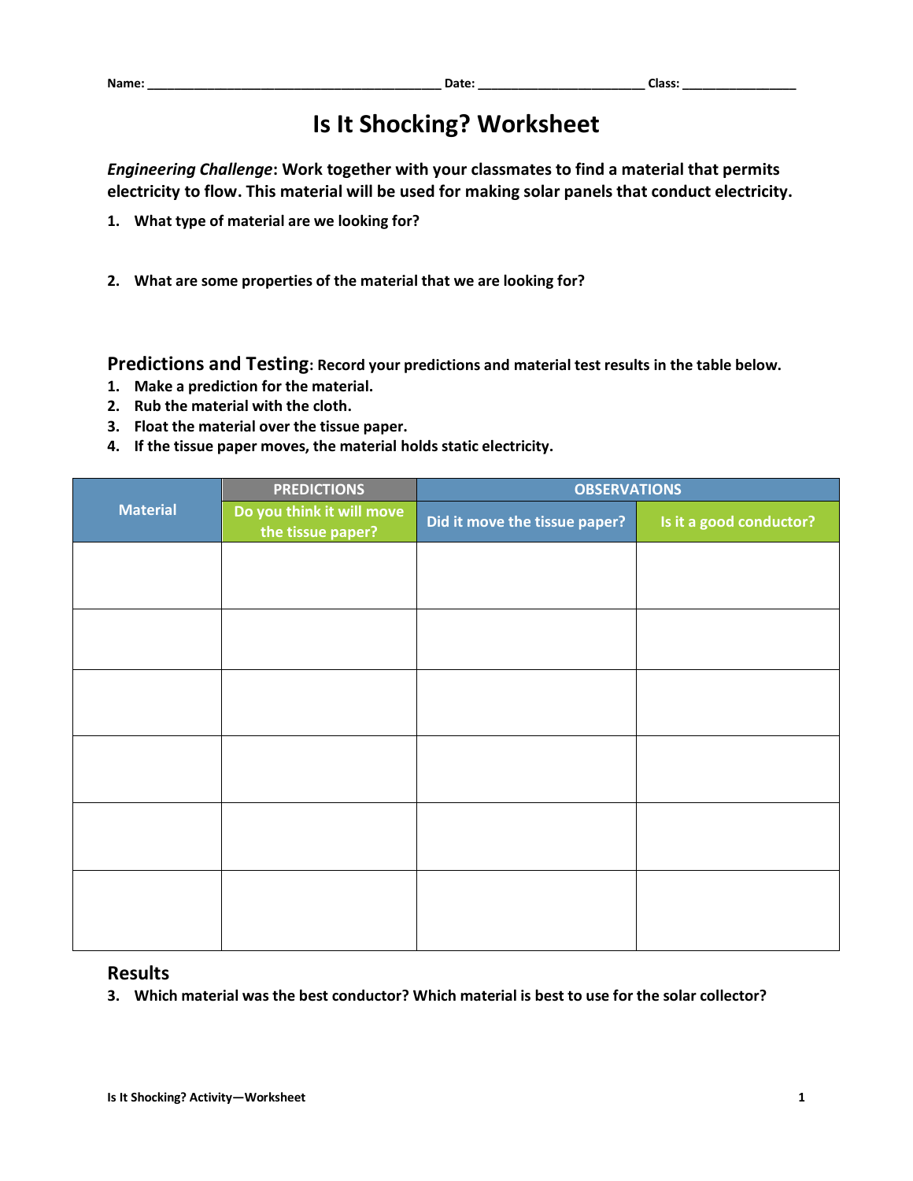Name: ____________________________________________ Date: ________________________ Class: _________________

# Is It Shocking? Worksheet

***Engineering Challenge*: Work together with your classmates to find a material that permits electricity to flow. This material will be used for making solar panels that conduct electricity.**

1. **What type of material are we looking for?**

2. **What are some properties of the material that we are looking for?**

## Predictions and Testing: Record your predictions and material test results in the table below.

1. **Make a prediction for the material.**
2. **Rub the material with the cloth.**
3. **Float the material over the tissue paper.**
4. **If the tissue paper moves, the material holds static electricity.**

| Material | PREDICTIONS | OBSERVATIONS | |
|---|---|---|---|
| | Do you think it will move the tissue paper? | Did it move the tissue paper? | Is it a good conductor? |
| | | | |
| | | | |
| | | | |
| | | | |
| | | | |
| | | | |

## Results

3. **Which material was the best conductor? Which material is best to use for the solar collector?**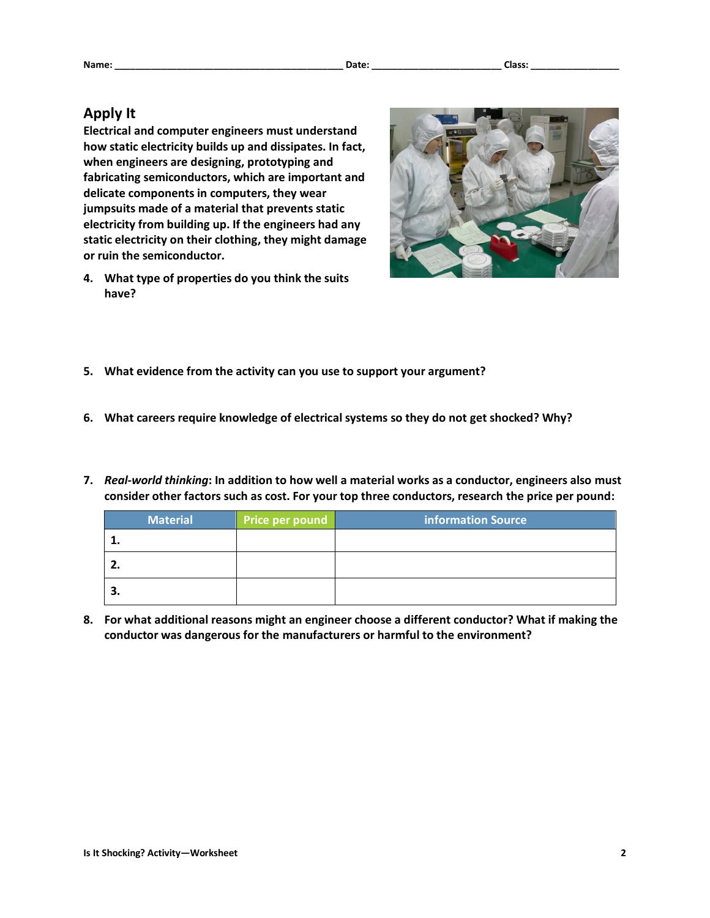Name: ___________________________________________ Date: ________________________ Class: _________________

## Apply It

**Electrical and computer engineers must understand how static electricity builds up and dissipates. In fact, when engineers are designing, prototyping and fabricating semiconductors, which are important and delicate components in computers, they wear jumpsuits made of a material that prevents static electricity from building up. If the engineers had any static electricity on their clothing, they might damage or ruin the semiconductor.**

4. **What type of properties do you think the suits have?**

5. **What evidence from the activity can you use to support your argument?**

6. **What careers require knowledge of electrical systems so they do not get shocked? Why?**

7. ***Real-world thinking*: In addition to how well a material works as a conductor, engineers also must consider other factors such as cost. For your top three conductors, research the price per pound:**

| Material | Price per pound | information Source |
|---|---|---|
| **1.** | | |
| **2.** | | |
| **3.** | | |

8. **For what additional reasons might an engineer choose a different conductor? What if making the conductor was dangerous for the manufacturers or harmful to the environment?**